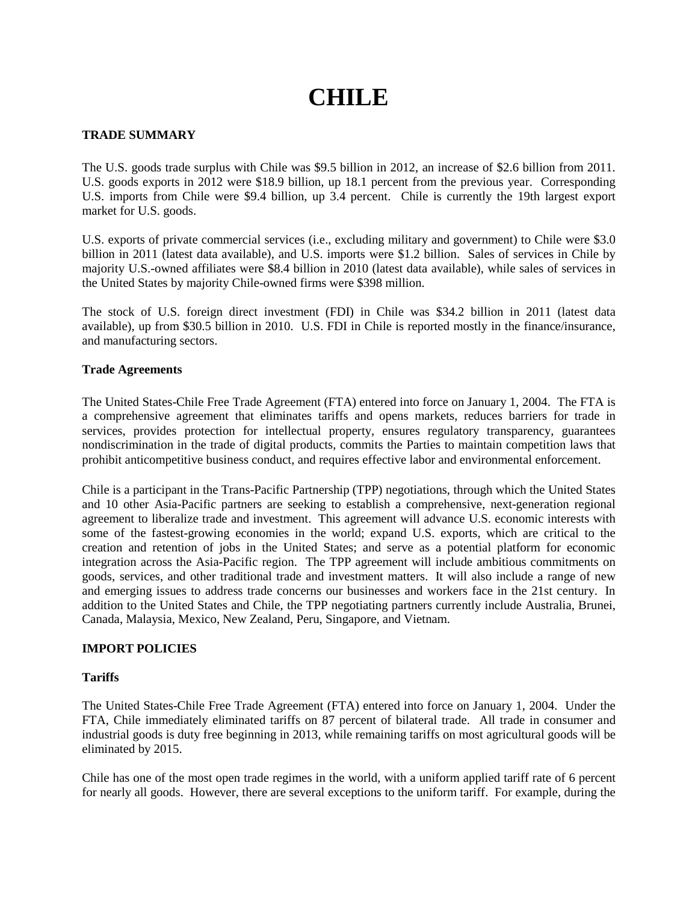# CHILE

## TRADE SUMMARY

The U.S. goods trade surplus with Chile was $9.5 billion in 2012, an increase of $2.6 billion from 2011. U.S. goods exports in 2012 were $18.9 billion, up 18.1 percent from the previous year. Corresponding U.S. imports from Chile were $9.4 billion, up 3.4 percent. Chile is currently the 19th largest export market for U.S. goods.

U.S. exports of private commercial services (i.e., excluding military and government) to Chile were $3.0 billion in 2011 (latest data available), and U.S. imports were $1.2 billion. Sales of services in Chile by majority U.S.-owned affiliates were $8.4 billion in 2010 (latest data available), while sales of services in the United States by majority Chile-owned firms were $398 million.

The stock of U.S. foreign direct investment (FDI) in Chile was $34.2 billion in 2011 (latest data available), up from $30.5 billion in 2010. U.S. FDI in Chile is reported mostly in the finance/insurance, and manufacturing sectors.

### Trade Agreements

The United States-Chile Free Trade Agreement (FTA) entered into force on January 1, 2004. The FTA is a comprehensive agreement that eliminates tariffs and opens markets, reduces barriers for trade in services, provides protection for intellectual property, ensures regulatory transparency, guarantees nondiscrimination in the trade of digital products, commits the Parties to maintain competition laws that prohibit anticompetitive business conduct, and requires effective labor and environmental enforcement.

Chile is a participant in the Trans-Pacific Partnership (TPP) negotiations, through which the United States and 10 other Asia-Pacific partners are seeking to establish a comprehensive, next-generation regional agreement to liberalize trade and investment. This agreement will advance U.S. economic interests with some of the fastest-growing economies in the world; expand U.S. exports, which are critical to the creation and retention of jobs in the United States; and serve as a potential platform for economic integration across the Asia-Pacific region. The TPP agreement will include ambitious commitments on goods, services, and other traditional trade and investment matters. It will also include a range of new and emerging issues to address trade concerns our businesses and workers face in the 21st century. In addition to the United States and Chile, the TPP negotiating partners currently include Australia, Brunei, Canada, Malaysia, Mexico, New Zealand, Peru, Singapore, and Vietnam.

## IMPORT POLICIES

### Tariffs

The United States-Chile Free Trade Agreement (FTA) entered into force on January 1, 2004. Under the FTA, Chile immediately eliminated tariffs on 87 percent of bilateral trade. All trade in consumer and industrial goods is duty free beginning in 2013, while remaining tariffs on most agricultural goods will be eliminated by 2015.

Chile has one of the most open trade regimes in the world, with a uniform applied tariff rate of 6 percent for nearly all goods. However, there are several exceptions to the uniform tariff. For example, during the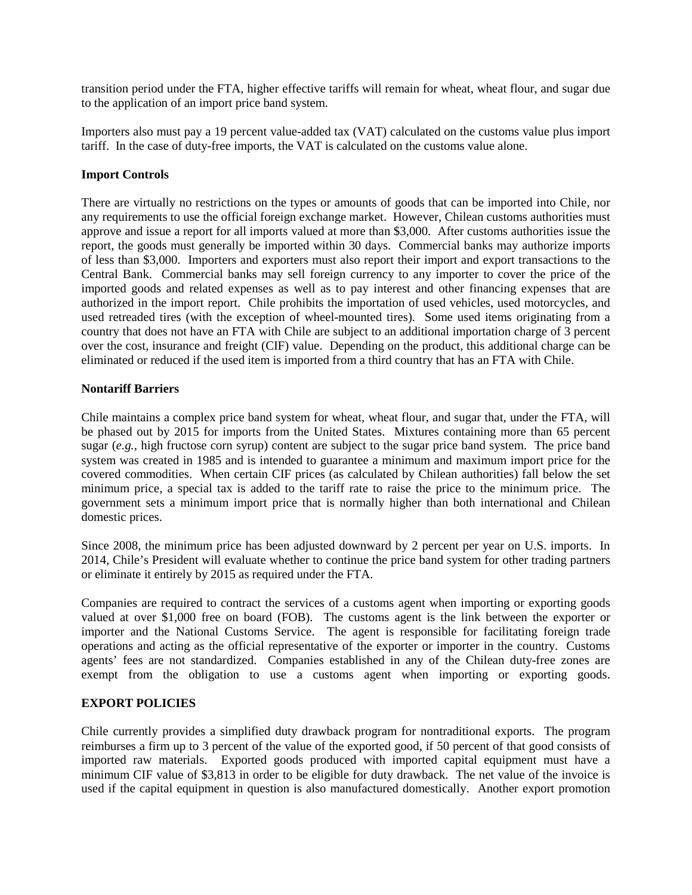transition period under the FTA, higher effective tariffs will remain for wheat, wheat flour, and sugar due to the application of an import price band system.

Importers also must pay a 19 percent value-added tax (VAT) calculated on the customs value plus import tariff. In the case of duty-free imports, the VAT is calculated on the customs value alone.

**Import Controls**

There are virtually no restrictions on the types or amounts of goods that can be imported into Chile, nor any requirements to use the official foreign exchange market. However, Chilean customs authorities must approve and issue a report for all imports valued at more than $3,000. After customs authorities issue the report, the goods must generally be imported within 30 days. Commercial banks may authorize imports of less than $3,000. Importers and exporters must also report their import and export transactions to the Central Bank. Commercial banks may sell foreign currency to any importer to cover the price of the imported goods and related expenses as well as to pay interest and other financing expenses that are authorized in the import report. Chile prohibits the importation of used vehicles, used motorcycles, and used retreaded tires (with the exception of wheel-mounted tires). Some used items originating from a country that does not have an FTA with Chile are subject to an additional importation charge of 3 percent over the cost, insurance and freight (CIF) value. Depending on the product, this additional charge can be eliminated or reduced if the used item is imported from a third country that has an FTA with Chile.

**Nontariff Barriers**

Chile maintains a complex price band system for wheat, wheat flour, and sugar that, under the FTA, will be phased out by 2015 for imports from the United States. Mixtures containing more than 65 percent sugar (*e.g.*, high fructose corn syrup) content are subject to the sugar price band system. The price band system was created in 1985 and is intended to guarantee a minimum and maximum import price for the covered commodities. When certain CIF prices (as calculated by Chilean authorities) fall below the set minimum price, a special tax is added to the tariff rate to raise the price to the minimum price. The government sets a minimum import price that is normally higher than both international and Chilean domestic prices.

Since 2008, the minimum price has been adjusted downward by 2 percent per year on U.S. imports. In 2014, Chile's President will evaluate whether to continue the price band system for other trading partners or eliminate it entirely by 2015 as required under the FTA.

Companies are required to contract the services of a customs agent when importing or exporting goods valued at over $1,000 free on board (FOB). The customs agent is the link between the exporter or importer and the National Customs Service. The agent is responsible for facilitating foreign trade operations and acting as the official representative of the exporter or importer in the country. Customs agents' fees are not standardized. Companies established in any of the Chilean duty-free zones are exempt from the obligation to use a customs agent when importing or exporting goods.

**EXPORT POLICIES**

Chile currently provides a simplified duty drawback program for nontraditional exports. The program reimburses a firm up to 3 percent of the value of the exported good, if 50 percent of that good consists of imported raw materials. Exported goods produced with imported capital equipment must have a minimum CIF value of $3,813 in order to be eligible for duty drawback. The net value of the invoice is used if the capital equipment in question is also manufactured domestically. Another export promotion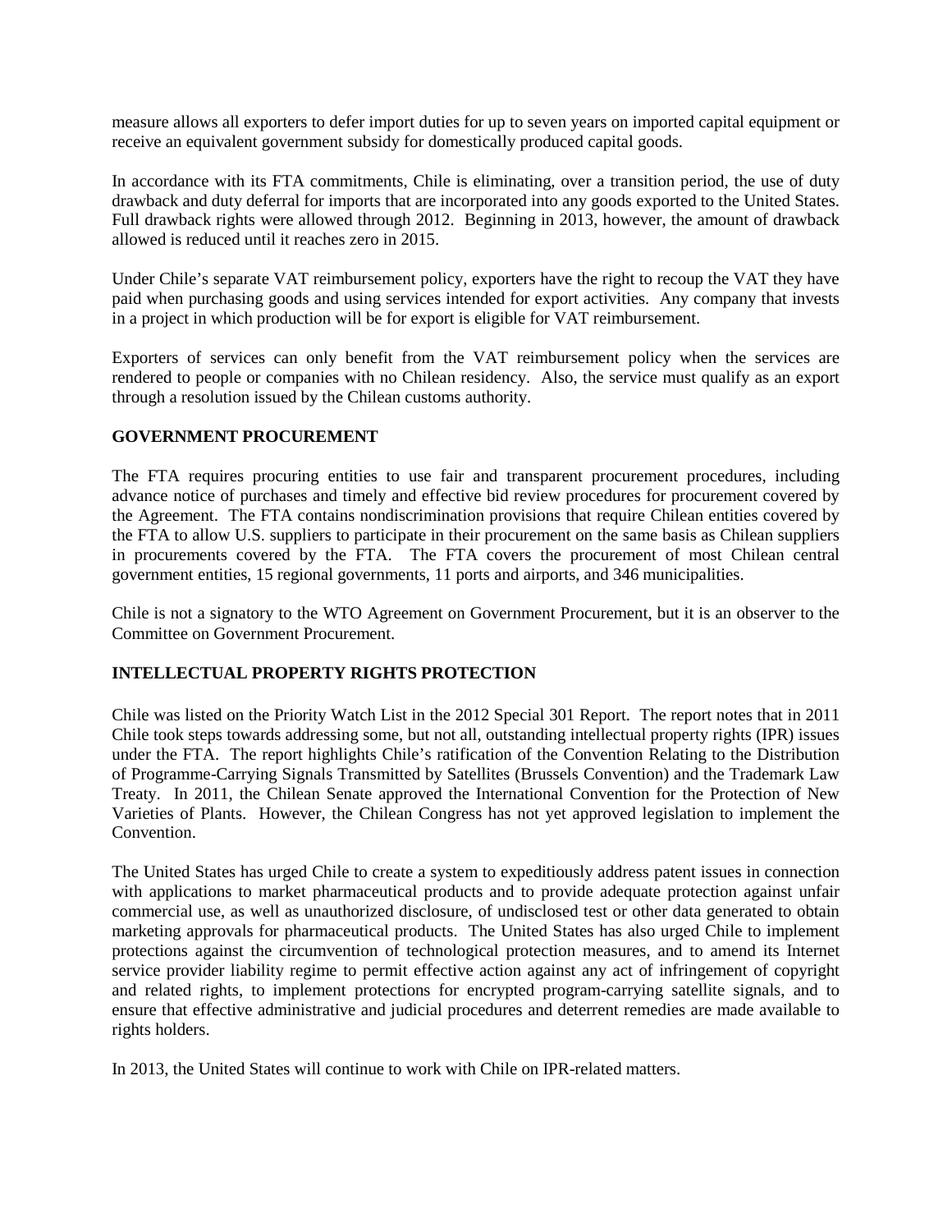measure allows all exporters to defer import duties for up to seven years on imported capital equipment or receive an equivalent government subsidy for domestically produced capital goods.

In accordance with its FTA commitments, Chile is eliminating, over a transition period, the use of duty drawback and duty deferral for imports that are incorporated into any goods exported to the United States. Full drawback rights were allowed through 2012. Beginning in 2013, however, the amount of drawback allowed is reduced until it reaches zero in 2015.

Under Chile's separate VAT reimbursement policy, exporters have the right to recoup the VAT they have paid when purchasing goods and using services intended for export activities. Any company that invests in a project in which production will be for export is eligible for VAT reimbursement.

Exporters of services can only benefit from the VAT reimbursement policy when the services are rendered to people or companies with no Chilean residency. Also, the service must qualify as an export through a resolution issued by the Chilean customs authority.

## GOVERNMENT PROCUREMENT

The FTA requires procuring entities to use fair and transparent procurement procedures, including advance notice of purchases and timely and effective bid review procedures for procurement covered by the Agreement. The FTA contains nondiscrimination provisions that require Chilean entities covered by the FTA to allow U.S. suppliers to participate in their procurement on the same basis as Chilean suppliers in procurements covered by the FTA. The FTA covers the procurement of most Chilean central government entities, 15 regional governments, 11 ports and airports, and 346 municipalities.

Chile is not a signatory to the WTO Agreement on Government Procurement, but it is an observer to the Committee on Government Procurement.

## INTELLECTUAL PROPERTY RIGHTS PROTECTION

Chile was listed on the Priority Watch List in the 2012 Special 301 Report. The report notes that in 2011 Chile took steps towards addressing some, but not all, outstanding intellectual property rights (IPR) issues under the FTA. The report highlights Chile's ratification of the Convention Relating to the Distribution of Programme-Carrying Signals Transmitted by Satellites (Brussels Convention) and the Trademark Law Treaty. In 2011, the Chilean Senate approved the International Convention for the Protection of New Varieties of Plants. However, the Chilean Congress has not yet approved legislation to implement the Convention.

The United States has urged Chile to create a system to expeditiously address patent issues in connection with applications to market pharmaceutical products and to provide adequate protection against unfair commercial use, as well as unauthorized disclosure, of undisclosed test or other data generated to obtain marketing approvals for pharmaceutical products. The United States has also urged Chile to implement protections against the circumvention of technological protection measures, and to amend its Internet service provider liability regime to permit effective action against any act of infringement of copyright and related rights, to implement protections for encrypted program-carrying satellite signals, and to ensure that effective administrative and judicial procedures and deterrent remedies are made available to rights holders.

In 2013, the United States will continue to work with Chile on IPR-related matters.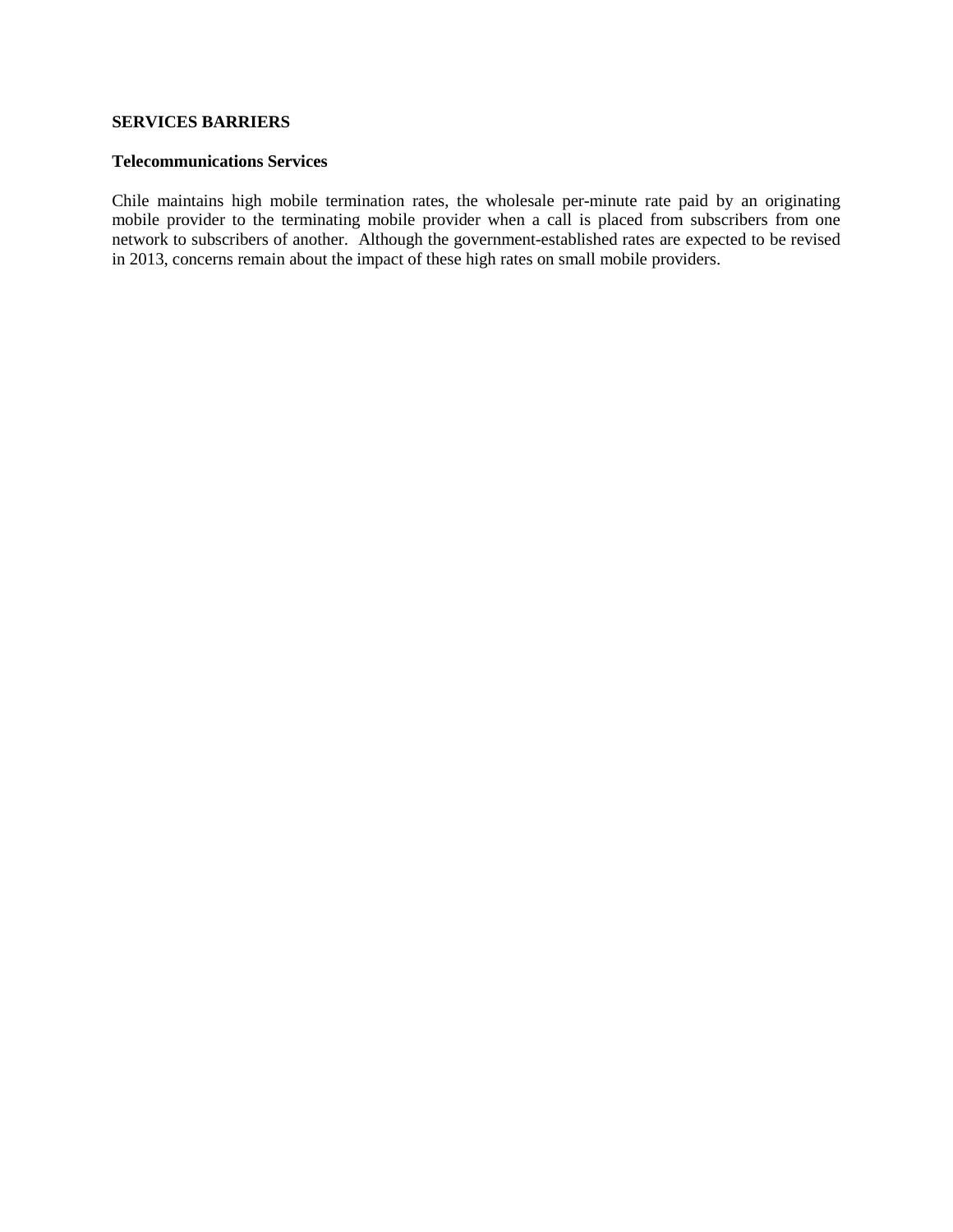## SERVICES BARRIERS

### Telecommunications Services

Chile maintains high mobile termination rates, the wholesale per-minute rate paid by an originating mobile provider to the terminating mobile provider when a call is placed from subscribers from one network to subscribers of another. Although the government-established rates are expected to be revised in 2013, concerns remain about the impact of these high rates on small mobile providers.